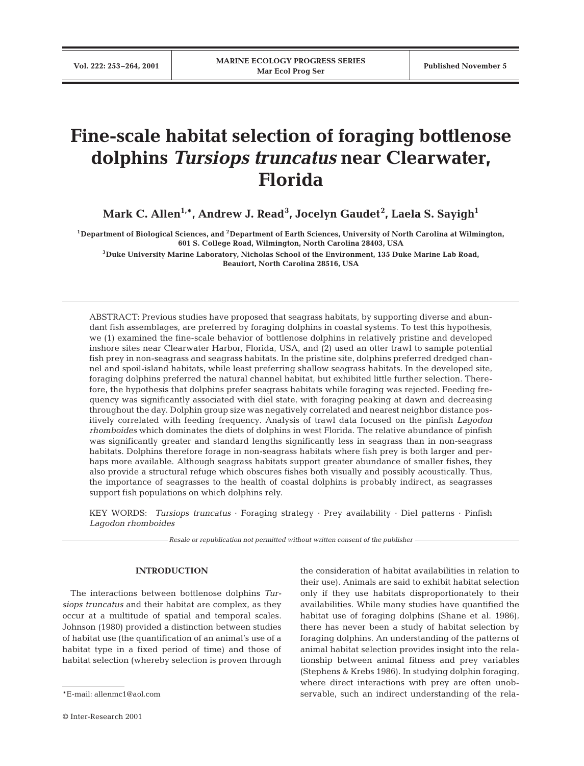# Fine-scale habitat selection of foraging bottlenose dolphins *Tursiops truncatus* near Clearwater, Florida

**Mark C. Allen[1,*], Andrew J. Read[3], Jocelyn Gaudet[2], Laela S. Sayigh[1]**

[1]Department of Biological Sciences, and [2]Department of Earth Sciences, University of North Carolina at Wilmington, 601 S. College Road, Wilmington, North Carolina 28403, USA

[3]Duke University Marine Laboratory, Nicholas School of the Environment, 135 Duke Marine Lab Road, Beaufort, North Carolina 28516, USA

ABSTRACT: Previous studies have proposed that seagrass habitats, by supporting diverse and abundant fish assemblages, are preferred by foraging dolphins in coastal systems. To test this hypothesis, we (1) examined the fine-scale behavior of bottlenose dolphins in relatively pristine and developed inshore sites near Clearwater Harbor, Florida, USA, and (2) used an otter trawl to sample potential fish prey in non-seagrass and seagrass habitats. In the pristine site, dolphins preferred dredged channel and spoil-island habitats, while least preferring shallow seagrass habitats. In the developed site, foraging dolphins preferred the natural channel habitat, but exhibited little further selection. Therefore, the hypothesis that dolphins prefer seagrass habitats while foraging was rejected. Feeding frequency was significantly associated with diel state, with foraging peaking at dawn and decreasing throughout the day. Dolphin group size was negatively correlated and nearest neighbor distance positively correlated with feeding frequency. Analysis of trawl data focused on the pinfish *Lagodon rhomboides* which dominates the diets of dolphins in west Florida. The relative abundance of pinfish was significantly greater and standard lengths significantly less in seagrass than in non-seagrass habitats. Dolphins therefore forage in non-seagrass habitats where fish prey is both larger and perhaps more available. Although seagrass habitats support greater abundance of smaller fishes, they also provide a structural refuge which obscures fishes both visually and possibly acoustically. Thus, the importance of seagrasses to the health of coastal dolphins is probably indirect, as seagrasses support fish populations on which dolphins rely.

KEY WORDS: *Tursiops truncatus* · Foraging strategy · Prey availability · Diel patterns · Pinfish *Lagodon rhomboides*

*Resale or republication not permitted without written consent of the publisher*

## INTRODUCTION

The interactions between bottlenose dolphins *Tursiops truncatus* and their habitat are complex, as they occur at a multitude of spatial and temporal scales. Johnson (1980) provided a distinction between studies of habitat use (the quantification of an animal's use of a habitat type in a fixed period of time) and those of habitat selection (whereby selection is proven through the consideration of habitat availabilities in relation to their use). Animals are said to exhibit habitat selection only if they use habitats disproportionately to their availabilities. While many studies have quantified the habitat use of foraging dolphins (Shane et al. 1986), there has never been a study of habitat selection by foraging dolphins. An understanding of the patterns of animal habitat selection provides insight into the relationship between animal fitness and prey variables (Stephens & Krebs 1986). In studying dolphin foraging, where direct interactions with prey are often unobservable, such an indirect understanding of the rela-

*E-mail: allenmc1@aol.com

© Inter-Research 2001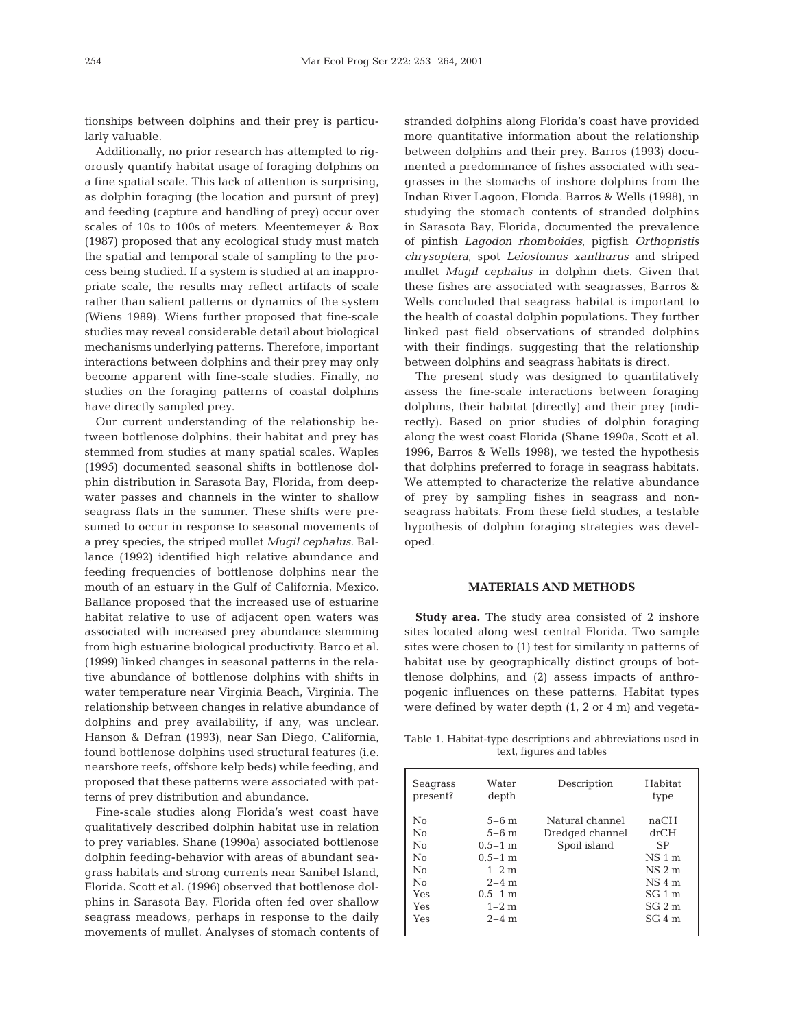tionships between dolphins and their prey is particularly valuable.

Additionally, no prior research has attempted to rigorously quantify habitat usage of foraging dolphins on a fine spatial scale. This lack of attention is surprising, as dolphin foraging (the location and pursuit of prey) and feeding (capture and handling of prey) occur over scales of 10s to 100s of meters. Meentemeyer & Box (1987) proposed that any ecological study must match the spatial and temporal scale of sampling to the process being studied. If a system is studied at an inappropriate scale, the results may reflect artifacts of scale rather than salient patterns or dynamics of the system (Wiens 1989). Wiens further proposed that fine-scale studies may reveal considerable detail about biological mechanisms underlying patterns. Therefore, important interactions between dolphins and their prey may only become apparent with fine-scale studies. Finally, no studies on the foraging patterns of coastal dolphins have directly sampled prey.

Our current understanding of the relationship between bottlenose dolphins, their habitat and prey has stemmed from studies at many spatial scales. Waples (1995) documented seasonal shifts in bottlenose dolphin distribution in Sarasota Bay, Florida, from deep-water passes and channels in the winter to shallow seagrass flats in the summer. These shifts were presumed to occur in response to seasonal movements of a prey species, the striped mullet *Mugil cephalus*. Ballance (1992) identified high relative abundance and feeding frequencies of bottlenose dolphins near the mouth of an estuary in the Gulf of California, Mexico. Ballance proposed that the increased use of estuarine habitat relative to use of adjacent open waters was associated with increased prey abundance stemming from high estuarine biological productivity. Barco et al. (1999) linked changes in seasonal patterns in the relative abundance of bottlenose dolphins with shifts in water temperature near Virginia Beach, Virginia. The relationship between changes in relative abundance of dolphins and prey availability, if any, was unclear. Hanson & Defran (1993), near San Diego, California, found bottlenose dolphins used structural features (i.e. nearshore reefs, offshore kelp beds) while feeding, and proposed that these patterns were associated with patterns of prey distribution and abundance.

Fine-scale studies along Florida's west coast have qualitatively described dolphin habitat use in relation to prey variables. Shane (1990a) associated bottlenose dolphin feeding-behavior with areas of abundant seagrass habitats and strong currents near Sanibel Island, Florida. Scott et al. (1996) observed that bottlenose dolphins in Sarasota Bay, Florida often fed over shallow seagrass meadows, perhaps in response to the daily movements of mullet. Analyses of stomach contents of stranded dolphins along Florida's coast have provided more quantitative information about the relationship between dolphins and their prey. Barros (1993) documented a predominance of fishes associated with seagrasses in the stomachs of inshore dolphins from the Indian River Lagoon, Florida. Barros & Wells (1998), in studying the stomach contents of stranded dolphins in Sarasota Bay, Florida, documented the prevalence of pinfish *Lagodon rhomboides*, pigfish *Orthopristis chrysoptera*, spot *Leiostomus xanthurus* and striped mullet *Mugil cephalus* in dolphin diets. Given that these fishes are associated with seagrasses, Barros & Wells concluded that seagrass habitat is important to the health of coastal dolphin populations. They further linked past field observations of stranded dolphins with their findings, suggesting that the relationship between dolphins and seagrass habitats is direct.

The present study was designed to quantitatively assess the fine-scale interactions between foraging dolphins, their habitat (directly) and their prey (indirectly). Based on prior studies of dolphin foraging along the west coast Florida (Shane 1990a, Scott et al. 1996, Barros & Wells 1998), we tested the hypothesis that dolphins preferred to forage in seagrass habitats. We attempted to characterize the relative abundance of prey by sampling fishes in seagrass and non-seagrass habitats. From these field studies, a testable hypothesis of dolphin foraging strategies was developed.

## MATERIALS AND METHODS

**Study area.** The study area consisted of 2 inshore sites located along west central Florida. Two sample sites were chosen to (1) test for similarity in patterns of habitat use by geographically distinct groups of bottlenose dolphins, and (2) assess impacts of anthropogenic influences on these patterns. Habitat types were defined by water depth (1, 2 or 4 m) and vegeta-

Table 1. Habitat-type descriptions and abbreviations used in text, figures and tables

| Seagrass present? | Water depth | Description | Habitat type |
|---|---|---|---|
| No | 5–6 m | Natural channel | naCH |
| No | 5–6 m | Dredged channel | drCH |
| No | 0.5–1 m | Spoil island | SP |
| No | 0.5–1 m | | NS 1 m |
| No | 1–2 m | | NS 2 m |
| No | 2–4 m | | NS 4 m |
| Yes | 0.5–1 m | | SG 1 m |
| Yes | 1–2 m | | SG 2 m |
| Yes | 2–4 m | | SG 4 m |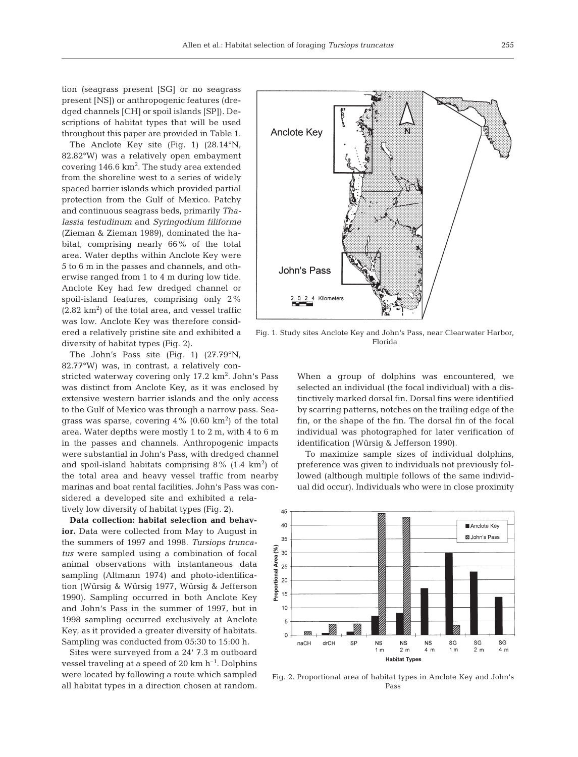tion (seagrass present [SG] or no seagrass present [NS]) or anthropogenic features (dredged channels [CH] or spoil islands [SP]). Descriptions of habitat types that will be used throughout this paper are provided in Table 1.

The Anclote Key site (Fig. 1) (28.14°N, 82.82°W) was a relatively open embayment covering 146.6 km$^2$. The study area extended from the shoreline west to a series of widely spaced barrier islands which provided partial protection from the Gulf of Mexico. Patchy and continuous seagrass beds, primarily *Thalassia testudinum* and *Syringodium filiforme* (Zieman & Zieman 1989), dominated the habitat, comprising nearly 66% of the total area. Water depths within Anclote Key were 5 to 6 m in the passes and channels, and otherwise ranged from 1 to 4 m during low tide. Anclote Key had few dredged channel or spoil-island features, comprising only 2% (2.82 km$^2$) of the total area, and vessel traffic was low. Anclote Key was therefore considered a relatively pristine site and exhibited a diversity of habitat types (Fig. 2).

The John's Pass site (Fig. 1) (27.79°N, 82.77°W) was, in contrast, a relatively constricted waterway covering only 17.2 km$^2$. John's Pass was distinct from Anclote Key, as it was enclosed by extensive western barrier islands and the only access to the Gulf of Mexico was through a narrow pass. Seagrass was sparse, covering 4% (0.60 km$^2$) of the total area. Water depths were mostly 1 to 2 m, with 4 to 6 m in the passes and channels. Anthropogenic impacts were substantial in John's Pass, with dredged channel and spoil-island habitats comprising 8% (1.4 km$^2$) of the total area and heavy vessel traffic from nearby marinas and boat rental facilities. John's Pass was considered a developed site and exhibited a relatively low diversity of habitat types (Fig. 2).

Fig. 1. Study sites Anclote Key and John's Pass, near Clearwater Harbor, Florida

**Data collection: habitat selection and behavior.** Data were collected from May to August in the summers of 1997 and 1998. *Tursiops truncatus* were sampled using a combination of focal animal observations with instantaneous data sampling (Altmann 1974) and photo-identification (Würsig & Würsig 1977, Würsig & Jefferson 1990). Sampling occurred in both Anclote Key and John's Pass in the summer of 1997, but in 1998 sampling occurred exclusively at Anclote Key, as it provided a greater diversity of habitats. Sampling was conducted from 05:30 to 15:00 h.

Sites were surveyed from a 24′ 7.3 m outboard vessel traveling at a speed of 20 km h$^{-1}$. Dolphins were located by following a route which sampled all habitat types in a direction chosen at random. When a group of dolphins was encountered, we selected an individual (the focal individual) with a distinctively marked dorsal fin. Dorsal fins were identified by scarring patterns, notches on the trailing edge of the fin, or the shape of the fin. The dorsal fin of the focal individual was photographed for later verification of identification (Würsig & Jefferson 1990).

To maximize sample sizes of individual dolphins, preference was given to individuals not previously followed (although multiple follows of the same individual did occur). Individuals who were in close proximity

Fig. 2. Proportional area of habitat types in Anclote Key and John's Pass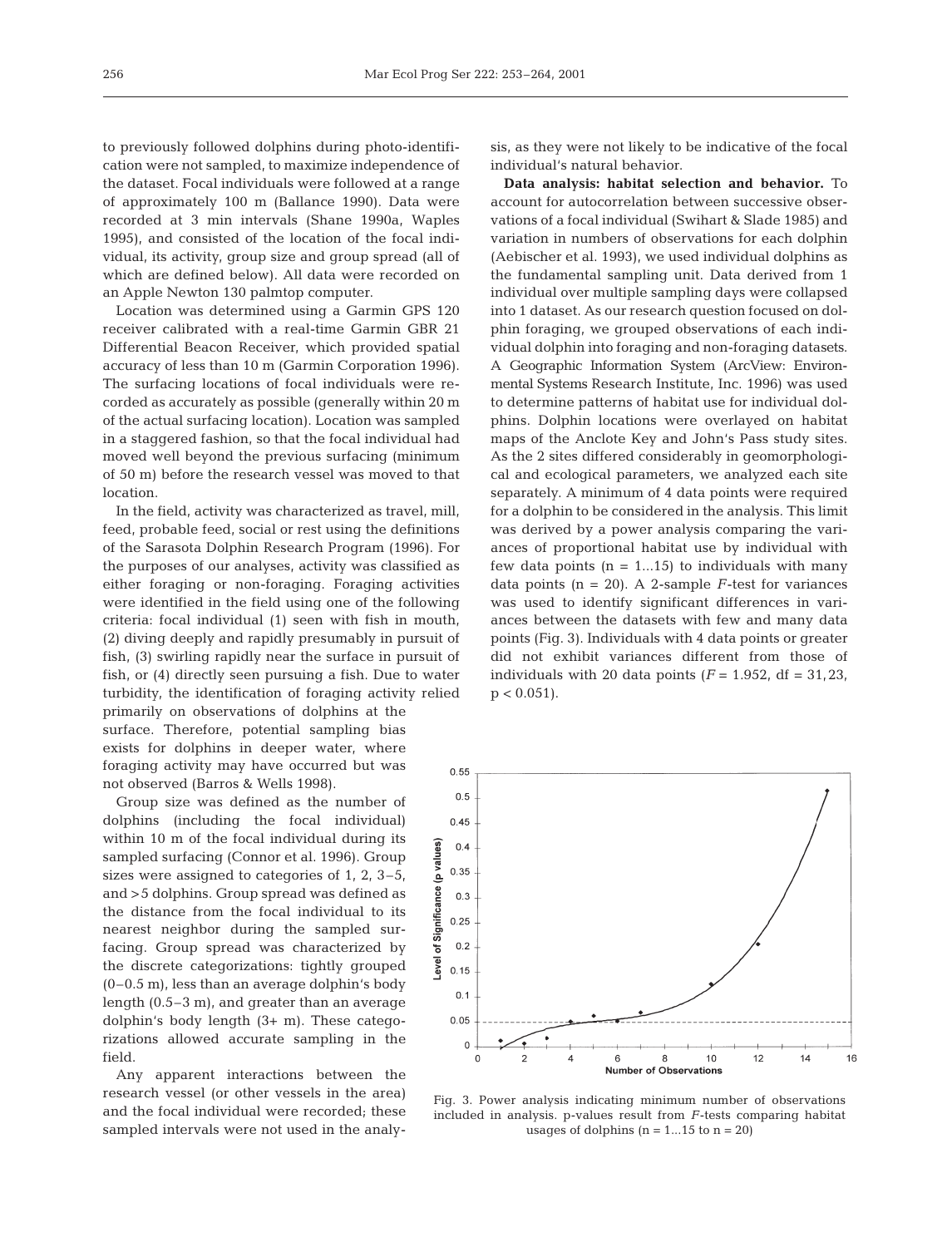to previously followed dolphins during photo-identification were not sampled, to maximize independence of the dataset. Focal individuals were followed at a range of approximately 100 m (Ballance 1990). Data were recorded at 3 min intervals (Shane 1990a, Waples 1995), and consisted of the location of the focal individual, its activity, group size and group spread (all of which are defined below). All data were recorded on an Apple Newton 130 palmtop computer.

Location was determined using a Garmin GPS 120 receiver calibrated with a real-time Garmin GBR 21 Differential Beacon Receiver, which provided spatial accuracy of less than 10 m (Garmin Corporation 1996). The surfacing locations of focal individuals were recorded as accurately as possible (generally within 20 m of the actual surfacing location). Location was sampled in a staggered fashion, so that the focal individual had moved well beyond the previous surfacing (minimum of 50 m) before the research vessel was moved to that location.

In the field, activity was characterized as travel, mill, feed, probable feed, social or rest using the definitions of the Sarasota Dolphin Research Program (1996). For the purposes of our analyses, activity was classified as either foraging or non-foraging. Foraging activities were identified in the field using one of the following criteria: focal individual (1) seen with fish in mouth, (2) diving deeply and rapidly presumably in pursuit of fish, (3) swirling rapidly near the surface in pursuit of fish, or (4) directly seen pursuing a fish. Due to water turbidity, the identification of foraging activity relied primarily on observations of dolphins at the surface. Therefore, potential sampling bias exists for dolphins in deeper water, where foraging activity may have occurred but was not observed (Barros & Wells 1998).

Group size was defined as the number of dolphins (including the focal individual) within 10 m of the focal individual during its sampled surfacing (Connor et al. 1996). Group sizes were assigned to categories of 1, 2, 3–5, and >5 dolphins. Group spread was defined as the distance from the focal individual to its nearest neighbor during the sampled surfacing. Group spread was characterized by the discrete categorizations: tightly grouped (0–0.5 m), less than an average dolphin's body length (0.5–3 m), and greater than an average dolphin's body length (3+ m). These categorizations allowed accurate sampling in the field.

Any apparent interactions between the research vessel (or other vessels in the area) and the focal individual were recorded; these sampled intervals were not used in the analysis, as they were not likely to be indicative of the focal individual's natural behavior.

**Data analysis: habitat selection and behavior.** To account for autocorrelation between successive observations of a focal individual (Swihart & Slade 1985) and variation in numbers of observations for each dolphin (Aebischer et al. 1993), we used individual dolphins as the fundamental sampling unit. Data derived from 1 individual over multiple sampling days were collapsed into 1 dataset. As our research question focused on dolphin foraging, we grouped observations of each individual dolphin into foraging and non-foraging datasets. A Geographic Information System (ArcView: Environmental Systems Research Institute, Inc. 1996) was used to determine patterns of habitat use for individual dolphins. Dolphin locations were overlayed on habitat maps of the Anclote Key and John's Pass study sites. As the 2 sites differed considerably in geomorphological and ecological parameters, we analyzed each site separately. A minimum of 4 data points were required for a dolphin to be considered in the analysis. This limit was derived by a power analysis comparing the variances of proportional habitat use by individual with few data points (n = 1...15) to individuals with many data points (n = 20). A 2-sample $F$-test for variances was used to identify significant differences in variances between the datasets with few and many data points (Fig. 3). Individuals with 4 data points or greater did not exhibit variances different from those of individuals with 20 data points ($F = 1.952$, df = 31, 23, $p < 0.051$).

Fig. 3. Power analysis indicating minimum number of observations included in analysis. p-values result from $F$-tests comparing habitat usages of dolphins (n = 1...15 to n = 20)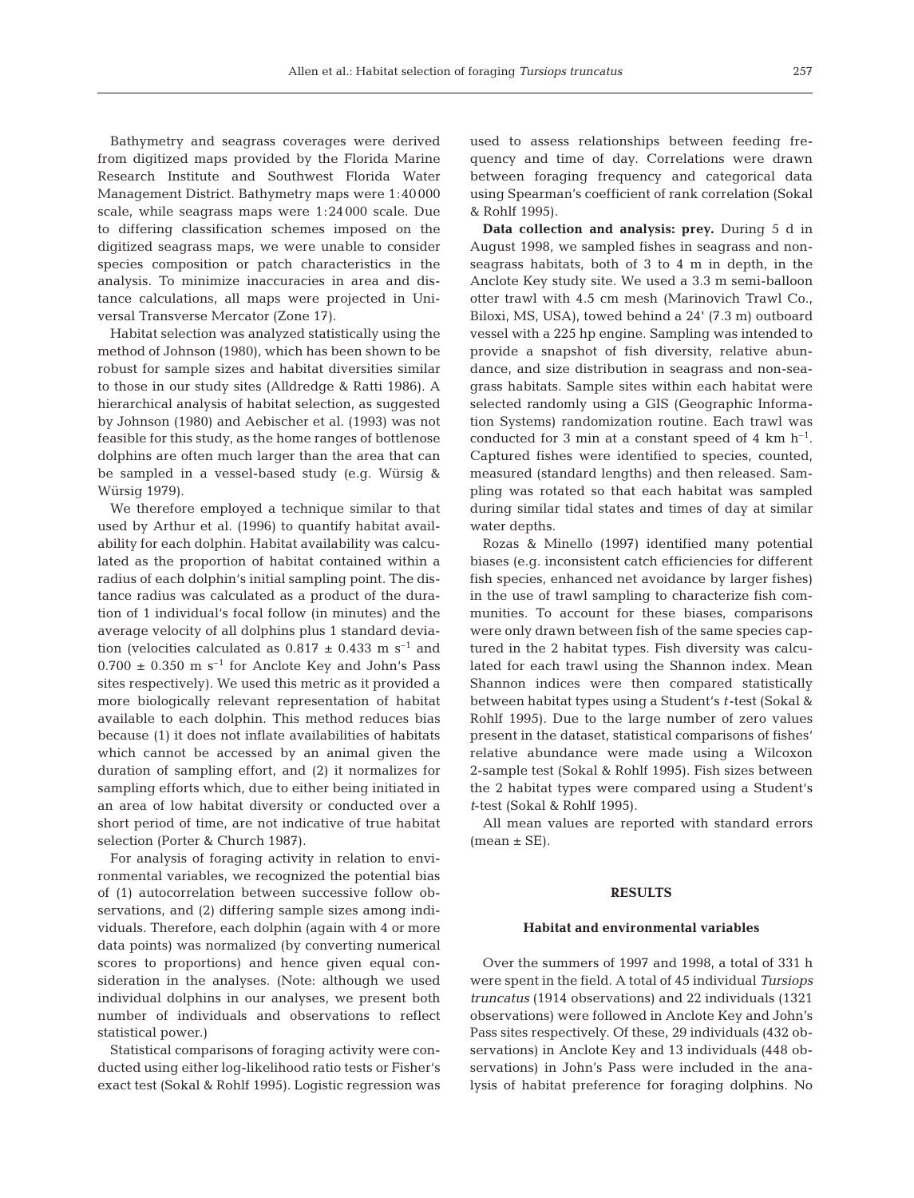Bathymetry and seagrass coverages were derived from digitized maps provided by the Florida Marine Research Institute and Southwest Florida Water Management District. Bathymetry maps were 1:40000 scale, while seagrass maps were 1:24000 scale. Due to differing classification schemes imposed on the digitized seagrass maps, we were unable to consider species composition or patch characteristics in the analysis. To minimize inaccuracies in area and distance calculations, all maps were projected in Universal Transverse Mercator (Zone 17).

Habitat selection was analyzed statistically using the method of Johnson (1980), which has been shown to be robust for sample sizes and habitat diversities similar to those in our study sites (Alldredge & Ratti 1986). A hierarchical analysis of habitat selection, as suggested by Johnson (1980) and Aebischer et al. (1993) was not feasible for this study, as the home ranges of bottlenose dolphins are often much larger than the area that can be sampled in a vessel-based study (e.g. Würsig & Würsig 1979).

We therefore employed a technique similar to that used by Arthur et al. (1996) to quantify habitat availability for each dolphin. Habitat availability was calculated as the proportion of habitat contained within a radius of each dolphin's initial sampling point. The distance radius was calculated as a product of the duration of 1 individual's focal follow (in minutes) and the average velocity of all dolphins plus 1 standard deviation (velocities calculated as $0.817 \pm 0.433$ m s$^{-1}$ and $0.700 \pm 0.350$ m s$^{-1}$ for Anclote Key and John's Pass sites respectively). We used this metric as it provided a more biologically relevant representation of habitat available to each dolphin. This method reduces bias because (1) it does not inflate availabilities of habitats which cannot be accessed by an animal given the duration of sampling effort, and (2) it normalizes for sampling efforts which, due to either being initiated in an area of low habitat diversity or conducted over a short period of time, are not indicative of true habitat selection (Porter & Church 1987).

For analysis of foraging activity in relation to environmental variables, we recognized the potential bias of (1) autocorrelation between successive follow observations, and (2) differing sample sizes among individuals. Therefore, each dolphin (again with 4 or more data points) was normalized (by converting numerical scores to proportions) and hence given equal consideration in the analyses. (Note: although we used individual dolphins in our analyses, we present both number of individuals and observations to reflect statistical power.)

Statistical comparisons of foraging activity were conducted using either log-likelihood ratio tests or Fisher's exact test (Sokal & Rohlf 1995). Logistic regression was used to assess relationships between feeding frequency and time of day. Correlations were drawn between foraging frequency and categorical data using Spearman's coefficient of rank correlation (Sokal & Rohlf 1995).

**Data collection and analysis: prey.** During 5 d in August 1998, we sampled fishes in seagrass and non-seagrass habitats, both of 3 to 4 m in depth, in the Anclote Key study site. We used a 3.3 m semi-balloon otter trawl with 4.5 cm mesh (Marinovich Trawl Co., Biloxi, MS, USA), towed behind a 24' (7.3 m) outboard vessel with a 225 hp engine. Sampling was intended to provide a snapshot of fish diversity, relative abundance, and size distribution in seagrass and non-seagrass habitats. Sample sites within each habitat were selected randomly using a GIS (Geographic Information Systems) randomization routine. Each trawl was conducted for 3 min at a constant speed of 4 km h$^{-1}$. Captured fishes were identified to species, counted, measured (standard lengths) and then released. Sampling was rotated so that each habitat was sampled during similar tidal states and times of day at similar water depths.

Rozas & Minello (1997) identified many potential biases (e.g. inconsistent catch efficiencies for different fish species, enhanced net avoidance by larger fishes) in the use of trawl sampling to characterize fish communities. To account for these biases, comparisons were only drawn between fish of the same species captured in the 2 habitat types. Fish diversity was calculated for each trawl using the Shannon index. Mean Shannon indices were then compared statistically between habitat types using a Student's *t*-test (Sokal & Rohlf 1995). Due to the large number of zero values present in the dataset, statistical comparisons of fishes' relative abundance were made using a Wilcoxon 2-sample test (Sokal & Rohlf 1995). Fish sizes between the 2 habitat types were compared using a Student's *t*-test (Sokal & Rohlf 1995).

All mean values are reported with standard errors (mean ± SE).

## RESULTS

### Habitat and environmental variables

Over the summers of 1997 and 1998, a total of 331 h were spent in the field. A total of 45 individual *Tursiops truncatus* (1914 observations) and 22 individuals (1321 observations) were followed in Anclote Key and John's Pass sites respectively. Of these, 29 individuals (432 observations) in Anclote Key and 13 individuals (448 observations) in John's Pass were included in the analysis of habitat preference for foraging dolphins. No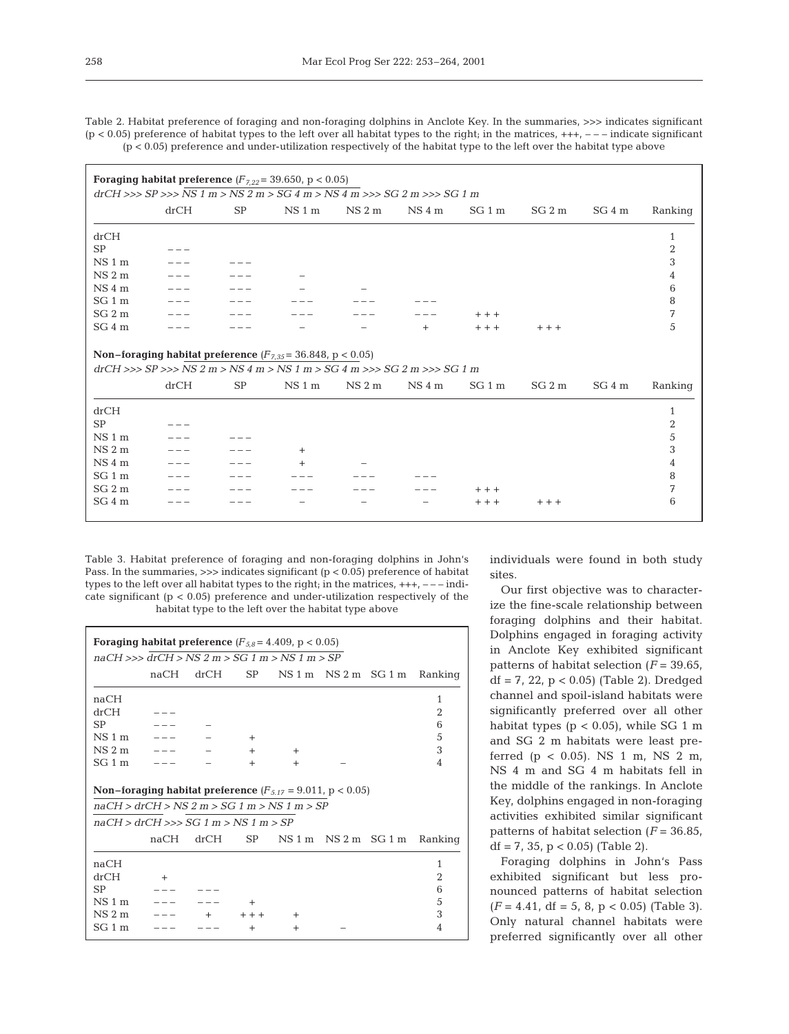Table 2. Habitat preference of foraging and non-foraging dolphins in Anclote Key. In the summaries, >>> indicates significant ($p < 0.05$) preference of habitat types to the left over all habitat types to the right; in the matrices, +++, – – – indicate significant ($p < 0.05$) preference and under-utilization respectively of the habitat type to the left over the habitat type above

**Foraging habitat preference** ($F_{7,22}$ = 39.650, $p < 0.05$)

*drCH >>> SP >>> NS 1 m > NS 2 m > SG 4 m > NS 4 m >>> SG 2 m >>> SG 1 m*

| | drCH | SP | NS 1 m | NS 2 m | NS 4 m | SG 1 m | SG 2 m | SG 4 m | Ranking |
|---|---|---|---|---|---|---|---|---|---|
| drCH | | | | | | | | | 1 |
| SP | – – – | | | | | | | | 2 |
| NS 1 m | – – – | – – – | | | | | | | 3 |
| NS 2 m | – – – | – – – | – | | | | | | 4 |
| NS 4 m | – – – | – – – | – | – | | | | | 6 |
| SG 1 m | – – – | – – – | – – – | – – – | – – – | | | | 8 |
| SG 2 m | – – – | – – – | – – – | – – – | – – – | + + + | | | 7 |
| SG 4 m | – – – | – – – | – | – | + | + + + | + + + | | 5 |

**Non–foraging habitat preference** ($F_{7,35}$ = 36.848, $p < 0.05$)

*drCH >>> SP >>> NS 2 m > NS 4 m > NS 1 m > SG 4 m >>> SG 2 m >>> SG 1 m*

| | drCH | SP | NS 1 m | NS 2 m | NS 4 m | SG 1 m | SG 2 m | SG 4 m | Ranking |
|---|---|---|---|---|---|---|---|---|---|
| drCH | | | | | | | | | 1 |
| SP | – – – | | | | | | | | 2 |
| NS 1 m | – – – | – – – | | | | | | | 5 |
| NS 2 m | – – – | – – – | + | | | | | | 3 |
| NS 4 m | – – – | – – – | + | – | | | | | 4 |
| SG 1 m | – – – | – – – | – – – | – – – | – – – | | | | 8 |
| SG 2 m | – – – | – – – | – – – | – – – | – – – | + + + | | | 7 |
| SG 4 m | – – – | – – – | – | – | – | + + + | + + + | | 6 |

Table 3. Habitat preference of foraging and non-foraging dolphins in John's Pass. In the summaries, >>> indicates significant ($p < 0.05$) preference of habitat types to the left over all habitat types to the right; in the matrices, +++, – – – indicate significant ($p < 0.05$) preference and under-utilization respectively of the habitat type to the left over the habitat type above

**Foraging habitat preference** ($F_{5,8}$ = 4.409, $p < 0.05$)

*naCH >>> drCH > NS 2 m > SG 1 m > NS 1 m > SP*

| | naCH | drCH | SP | NS 1 m | NS 2 m | SG 1 m | Ranking |
|---|---|---|---|---|---|---|---|
| naCH | | | | | | | 1 |
| drCH | – – – | | | | | | 2 |
| SP | – – – | – | | | | | 6 |
| NS 1 m | – – – | – | + | | | | 5 |
| NS 2 m | – – – | – | + | + | | | 3 |
| SG 1 m | – – – | – | + | + | – | | 4 |

**Non–foraging habitat preference** ($F_{5,17}$ = 9.011, $p < 0.05$)

*naCH > drCH > NS 2 m > SG 1 m > NS 1 m > SP*

*naCH > drCH >>> SG 1 m > NS 1 m > SP*

| | naCH | drCH | SP | NS 1 m | NS 2 m | SG 1 m | Ranking |
|---|---|---|---|---|---|---|---|
| naCH | | | | | | | 1 |
| drCH | + | | | | | | 2 |
| SP | – – – | – – – | | | | | 6 |
| NS 1 m | – – – | – – – | + | | | | 5 |
| NS 2 m | – – – | + | + + + | + | | | 3 |
| SG 1 m | – – – | – – – | + | + | – | | 4 |

individuals were found in both study sites.

Our first objective was to characterize the fine-scale relationship between foraging dolphins and their habitat. Dolphins engaged in foraging activity in Anclote Key exhibited significant patterns of habitat selection ($F$ = 39.65, df = 7, 22, $p < 0.05$) (Table 2). Dredged channel and spoil-island habitats were significantly preferred over all other habitat types ($p < 0.05$), while SG 1 m and SG 2 m habitats were least preferred ($p < 0.05$). NS 1 m, NS 2 m, NS 4 m and SG 4 m habitats fell in the middle of the rankings. In Anclote Key, dolphins engaged in non-foraging activities exhibited similar significant patterns of habitat selection ($F$ = 36.85, df = 7, 35, $p < 0.05$) (Table 2).

Foraging dolphins in John's Pass exhibited significant but less pronounced patterns of habitat selection ($F$ = 4.41, df = 5, 8, $p < 0.05$) (Table 3). Only natural channel habitats were preferred significantly over all other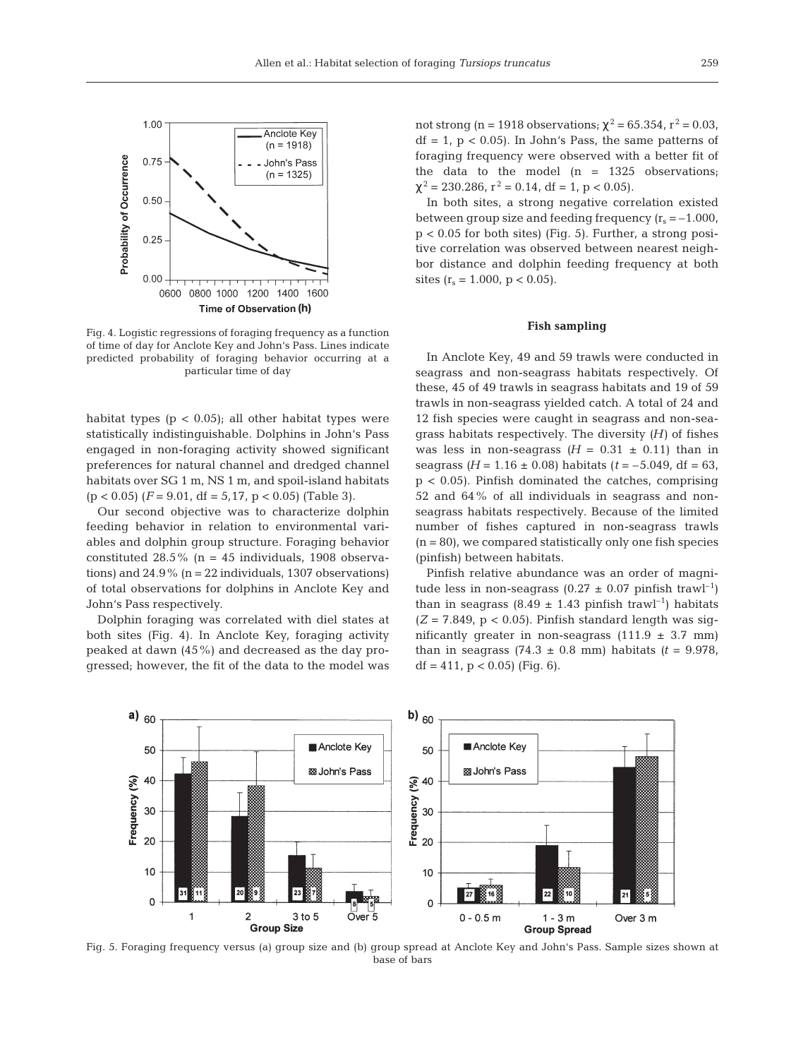Fig. 4. Logistic regressions of foraging frequency as a function of time of day for Anclote Key and John's Pass. Lines indicate predicted probability of foraging behavior occurring at a particular time of day

habitat types ($p < 0.05$); all other habitat types were statistically indistinguishable. Dolphins in John's Pass engaged in non-foraging activity showed significant preferences for natural channel and dredged channel habitats over SG 1 m, NS 1 m, and spoil-island habitats ($p < 0.05$) ($F = 9.01$, df = 5,17, $p < 0.05$) (Table 3).

Our second objective was to characterize dolphin feeding behavior in relation to environmental variables and dolphin group structure. Foraging behavior constituted 28.5% (n = 45 individuals, 1908 observations) and 24.9% (n = 22 individuals, 1307 observations) of total observations for dolphins in Anclote Key and John's Pass respectively.

Dolphin foraging was correlated with diel states at both sites (Fig. 4). In Anclote Key, foraging activity peaked at dawn (45%) and decreased as the day progressed; however, the fit of the data to the model was not strong (n = 1918 observations; $\chi^2 = 65.354$, $r^2 = 0.03$, df = 1, $p < 0.05$). In John's Pass, the same patterns of foraging frequency were observed with a better fit of the data to the model (n = 1325 observations; $\chi^2 = 230.286$, $r^2 = 0.14$, df = 1, $p < 0.05$).

In both sites, a strong negative correlation existed between group size and feeding frequency ($r_s = -1.000$, $p < 0.05$ for both sites) (Fig. 5). Further, a strong positive correlation was observed between nearest neighbor distance and dolphin feeding frequency at both sites ($r_s = 1.000$, $p < 0.05$).

### Fish sampling

In Anclote Key, 49 and 59 trawls were conducted in seagrass and non-seagrass habitats respectively. Of these, 45 of 49 trawls in seagrass habitats and 19 of 59 trawls in non-seagrass yielded catch. A total of 24 and 12 fish species were caught in seagrass and non-seagrass habitats respectively. The diversity (*H*) of fishes was less in non-seagrass ($H = 0.31 \pm 0.11$) than in seagrass ($H = 1.16 \pm 0.08$) habitats ($t = -5.049$, df = 63, $p < 0.05$). Pinfish dominated the catches, comprising 52 and 64% of all individuals in seagrass and non-seagrass habitats respectively. Because of the limited number of fishes captured in non-seagrass trawls (n = 80), we compared statistically only one fish species (pinfish) between habitats.

Pinfish relative abundance was an order of magnitude less in non-seagrass ($0.27 \pm 0.07$ pinfish trawl$^{-1}$) than in seagrass ($8.49 \pm 1.43$ pinfish trawl$^{-1}$) habitats ($Z = 7.849$, $p < 0.05$). Pinfish standard length was significantly greater in non-seagrass ($111.9 \pm 3.7$ mm) than in seagrass ($74.3 \pm 0.8$ mm) habitats ($t = 9.978$, df = 411, $p < 0.05$) (Fig. 6).

Fig. 5. Foraging frequency versus (a) group size and (b) group spread at Anclote Key and John's Pass. Sample sizes shown at base of bars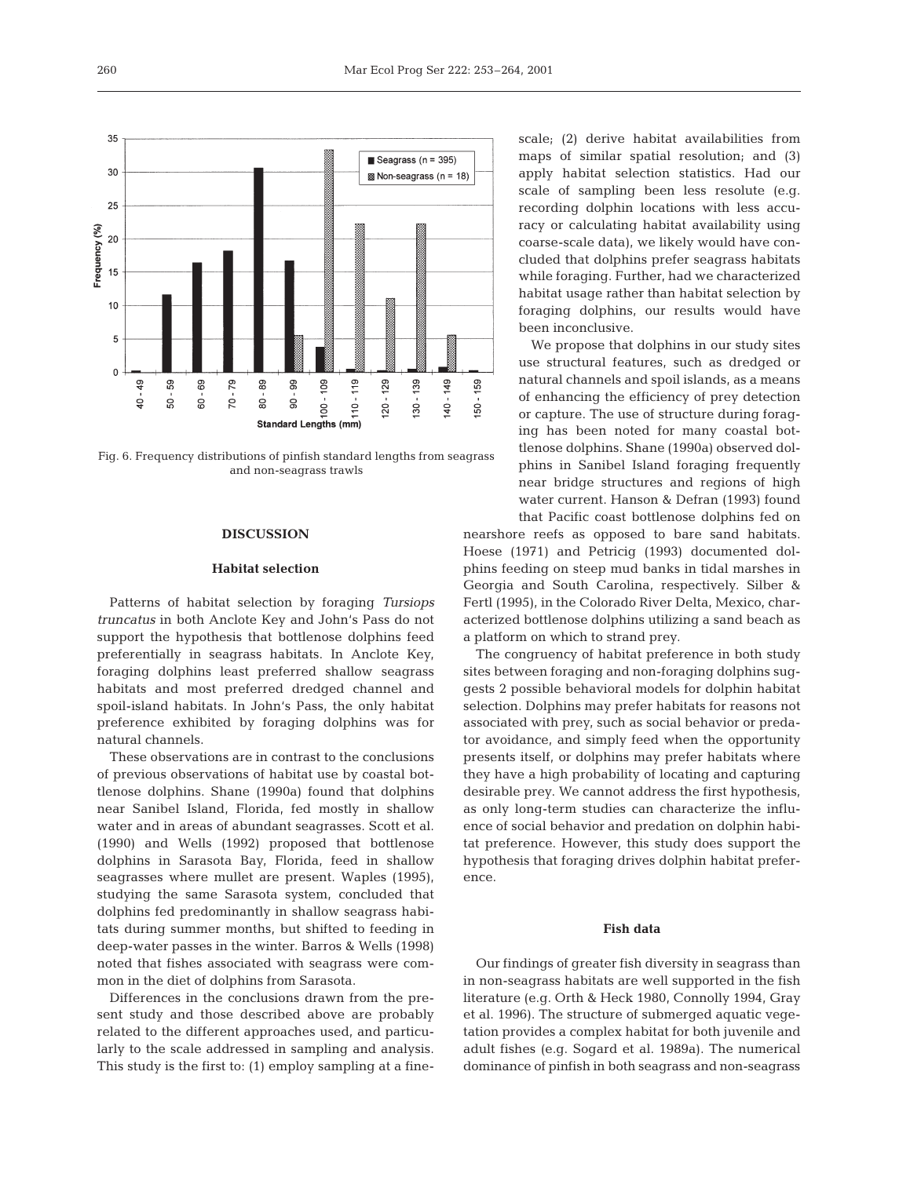Fig. 6. Frequency distributions of pinfish standard lengths from seagrass and non-seagrass trawls

## DISCUSSION

### Habitat selection

Patterns of habitat selection by foraging *Tursiops truncatus* in both Anclote Key and John's Pass do not support the hypothesis that bottlenose dolphins feed preferentially in seagrass habitats. In Anclote Key, foraging dolphins least preferred shallow seagrass habitats and most preferred dredged channel and spoil-island habitats. In John's Pass, the only habitat preference exhibited by foraging dolphins was for natural channels.

These observations are in contrast to the conclusions of previous observations of habitat use by coastal bottlenose dolphins. Shane (1990a) found that dolphins near Sanibel Island, Florida, fed mostly in shallow water and in areas of abundant seagrasses. Scott et al. (1990) and Wells (1992) proposed that bottlenose dolphins in Sarasota Bay, Florida, feed in shallow seagrasses where mullet are present. Waples (1995), studying the same Sarasota system, concluded that dolphins fed predominantly in shallow seagrass habitats during summer months, but shifted to feeding in deep-water passes in the winter. Barros & Wells (1998) noted that fishes associated with seagrass were common in the diet of dolphins from Sarasota.

Differences in the conclusions drawn from the present study and those described above are probably related to the different approaches used, and particularly to the scale addressed in sampling and analysis. This study is the first to: (1) employ sampling at a fine-scale; (2) derive habitat availabilities from maps of similar spatial resolution; and (3) apply habitat selection statistics. Had our scale of sampling been less resolute (e.g. recording dolphin locations with less accuracy or calculating habitat availability using coarse-scale data), we likely would have concluded that dolphins prefer seagrass habitats while foraging. Further, had we characterized habitat usage rather than habitat selection by foraging dolphins, our results would have been inconclusive.

We propose that dolphins in our study sites use structural features, such as dredged or natural channels and spoil islands, as a means of enhancing the efficiency of prey detection or capture. The use of structure during foraging has been noted for many coastal bottlenose dolphins. Shane (1990a) observed dolphins in Sanibel Island foraging frequently near bridge structures and regions of high water current. Hanson & Defran (1993) found that Pacific coast bottlenose dolphins fed on nearshore reefs as opposed to bare sand habitats. Hoese (1971) and Petricig (1993) documented dolphins feeding on steep mud banks in tidal marshes in Georgia and South Carolina, respectively. Silber & Fertl (1995), in the Colorado River Delta, Mexico, characterized bottlenose dolphins utilizing a sand beach as a platform on which to strand prey.

The congruency of habitat preference in both study sites between foraging and non-foraging dolphins suggests 2 possible behavioral models for dolphin habitat selection. Dolphins may prefer habitats for reasons not associated with prey, such as social behavior or predator avoidance, and simply feed when the opportunity presents itself, or dolphins may prefer habitats where they have a high probability of locating and capturing desirable prey. We cannot address the first hypothesis, as only long-term studies can characterize the influence of social behavior and predation on dolphin habitat preference. However, this study does support the hypothesis that foraging drives dolphin habitat preference.

### Fish data

Our findings of greater fish diversity in seagrass than in non-seagrass habitats are well supported in the fish literature (e.g. Orth & Heck 1980, Connolly 1994, Gray et al. 1996). The structure of submerged aquatic vegetation provides a complex habitat for both juvenile and adult fishes (e.g. Sogard et al. 1989a). The numerical dominance of pinfish in both seagrass and non-seagrass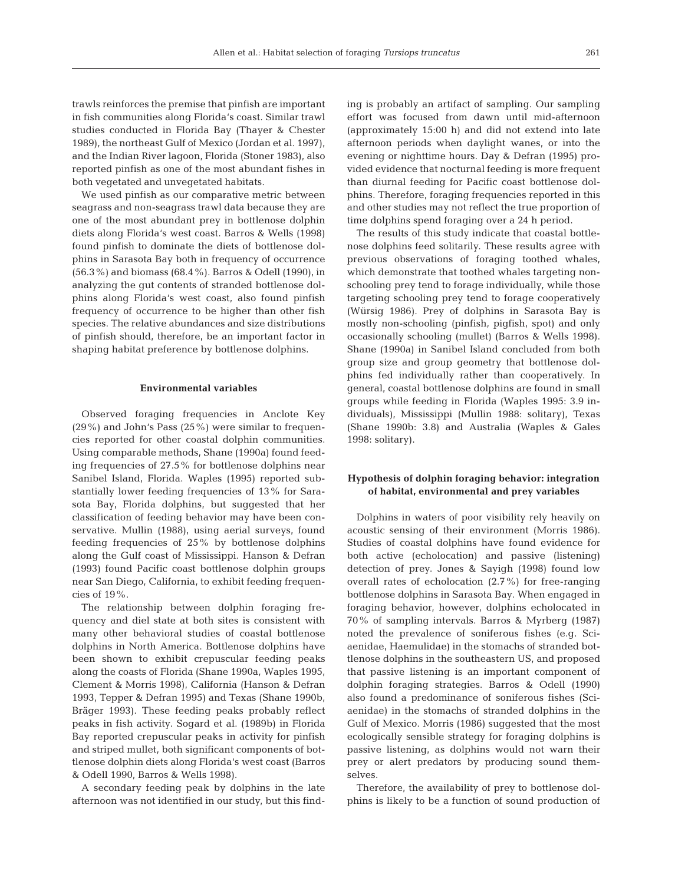trawls reinforces the premise that pinfish are important in fish communities along Florida's coast. Similar trawl studies conducted in Florida Bay (Thayer & Chester 1989), the northeast Gulf of Mexico (Jordan et al. 1997), and the Indian River lagoon, Florida (Stoner 1983), also reported pinfish as one of the most abundant fishes in both vegetated and unvegetated habitats.

We used pinfish as our comparative metric between seagrass and non-seagrass trawl data because they are one of the most abundant prey in bottlenose dolphin diets along Florida's west coast. Barros & Wells (1998) found pinfish to dominate the diets of bottlenose dolphins in Sarasota Bay both in frequency of occurrence (56.3%) and biomass (68.4%). Barros & Odell (1990), in analyzing the gut contents of stranded bottlenose dolphins along Florida's west coast, also found pinfish frequency of occurrence to be higher than other fish species. The relative abundances and size distributions of pinfish should, therefore, be an important factor in shaping habitat preference by bottlenose dolphins.

### Environmental variables

Observed foraging frequencies in Anclote Key (29%) and John's Pass (25%) were similar to frequencies reported for other coastal dolphin communities. Using comparable methods, Shane (1990a) found feeding frequencies of 27.5% for bottlenose dolphins near Sanibel Island, Florida. Waples (1995) reported substantially lower feeding frequencies of 13% for Sarasota Bay, Florida dolphins, but suggested that her classification of feeding behavior may have been conservative. Mullin (1988), using aerial surveys, found feeding frequencies of 25% by bottlenose dolphins along the Gulf coast of Mississippi. Hanson & Defran (1993) found Pacific coast bottlenose dolphin groups near San Diego, California, to exhibit feeding frequencies of 19%.

The relationship between dolphin foraging frequency and diel state at both sites is consistent with many other behavioral studies of coastal bottlenose dolphins in North America. Bottlenose dolphins have been shown to exhibit crepuscular feeding peaks along the coasts of Florida (Shane 1990a, Waples 1995, Clement & Morris 1998), California (Hanson & Defran 1993, Tepper & Defran 1995) and Texas (Shane 1990b, Bräger 1993). These feeding peaks probably reflect peaks in fish activity. Sogard et al. (1989b) in Florida Bay reported crepuscular peaks in activity for pinfish and striped mullet, both significant components of bottlenose dolphin diets along Florida's west coast (Barros & Odell 1990, Barros & Wells 1998).

A secondary feeding peak by dolphins in the late afternoon was not identified in our study, but this finding is probably an artifact of sampling. Our sampling effort was focused from dawn until mid-afternoon (approximately 15:00 h) and did not extend into late afternoon periods when daylight wanes, or into the evening or nighttime hours. Day & Defran (1995) provided evidence that nocturnal feeding is more frequent than diurnal feeding for Pacific coast bottlenose dolphins. Therefore, foraging frequencies reported in this and other studies may not reflect the true proportion of time dolphins spend foraging over a 24 h period.

The results of this study indicate that coastal bottlenose dolphins feed solitarily. These results agree with previous observations of foraging toothed whales, which demonstrate that toothed whales targeting non-schooling prey tend to forage individually, while those targeting schooling prey tend to forage cooperatively (Würsig 1986). Prey of dolphins in Sarasota Bay is mostly non-schooling (pinfish, pigfish, spot) and only occasionally schooling (mullet) (Barros & Wells 1998). Shane (1990a) in Sanibel Island concluded from both group size and group geometry that bottlenose dolphins fed individually rather than cooperatively. In general, coastal bottlenose dolphins are found in small groups while feeding in Florida (Waples 1995: 3.9 individuals), Mississippi (Mullin 1988: solitary), Texas (Shane 1990b: 3.8) and Australia (Waples & Gales 1998: solitary).

### Hypothesis of dolphin foraging behavior: integration of habitat, environmental and prey variables

Dolphins in waters of poor visibility rely heavily on acoustic sensing of their environment (Morris 1986). Studies of coastal dolphins have found evidence for both active (echolocation) and passive (listening) detection of prey. Jones & Sayigh (1998) found low overall rates of echolocation (2.7%) for free-ranging bottlenose dolphins in Sarasota Bay. When engaged in foraging behavior, however, dolphins echolocated in 70% of sampling intervals. Barros & Myrberg (1987) noted the prevalence of soniferous fishes (e.g. Sciaenidae, Haemulidae) in the stomachs of stranded bottlenose dolphins in the southeastern US, and proposed that passive listening is an important component of dolphin foraging strategies. Barros & Odell (1990) also found a predominance of soniferous fishes (Sciaenidae) in the stomachs of stranded dolphins in the Gulf of Mexico. Morris (1986) suggested that the most ecologically sensible strategy for foraging dolphins is passive listening, as dolphins would not warn their prey or alert predators by producing sound themselves.

Therefore, the availability of prey to bottlenose dolphins is likely to be a function of sound production of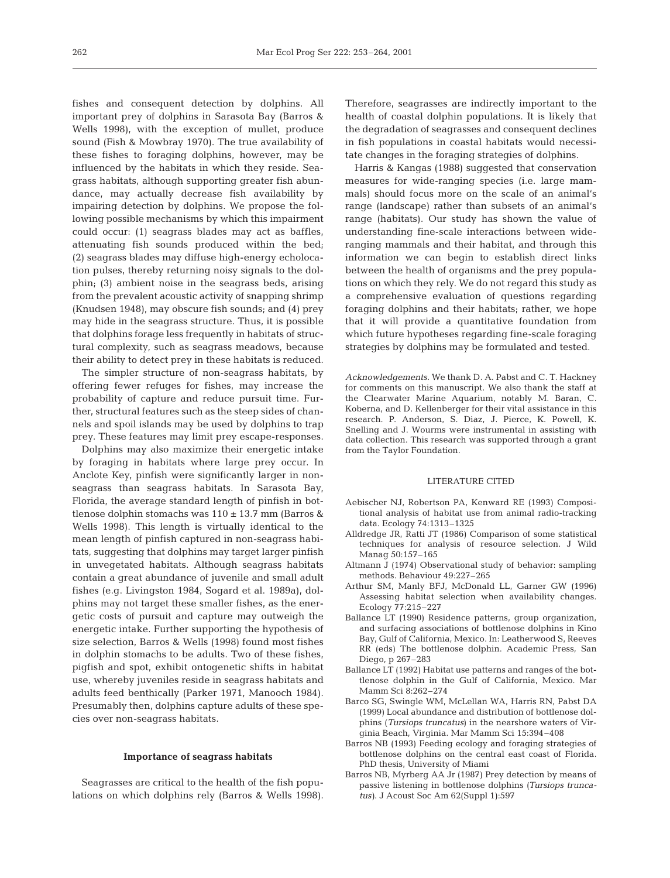fishes and consequent detection by dolphins. All important prey of dolphins in Sarasota Bay (Barros & Wells 1998), with the exception of mullet, produce sound (Fish & Mowbray 1970). The true availability of these fishes to foraging dolphins, however, may be influenced by the habitats in which they reside. Seagrass habitats, although supporting greater fish abundance, may actually decrease fish availability by impairing detection by dolphins. We propose the following possible mechanisms by which this impairment could occur: (1) seagrass blades may act as baffles, attenuating fish sounds produced within the bed; (2) seagrass blades may diffuse high-energy echolocation pulses, thereby returning noisy signals to the dolphin; (3) ambient noise in the seagrass beds, arising from the prevalent acoustic activity of snapping shrimp (Knudsen 1948), may obscure fish sounds; and (4) prey may hide in the seagrass structure. Thus, it is possible that dolphins forage less frequently in habitats of structural complexity, such as seagrass meadows, because their ability to detect prey in these habitats is reduced.

The simpler structure of non-seagrass habitats, by offering fewer refuges for fishes, may increase the probability of capture and reduce pursuit time. Further, structural features such as the steep sides of channels and spoil islands may be used by dolphins to trap prey. These features may limit prey escape-responses.

Dolphins may also maximize their energetic intake by foraging in habitats where large prey occur. In Anclote Key, pinfish were significantly larger in non-seagrass than seagrass habitats. In Sarasota Bay, Florida, the average standard length of pinfish in bottlenose dolphin stomachs was $110 \pm 13.7$ mm (Barros & Wells 1998). This length is virtually identical to the mean length of pinfish captured in non-seagrass habitats, suggesting that dolphins may target larger pinfish in unvegetated habitats. Although seagrass habitats contain a great abundance of juvenile and small adult fishes (e.g. Livingston 1984, Sogard et al. 1989a), dolphins may not target these smaller fishes, as the energetic costs of pursuit and capture may outweigh the energetic intake. Further supporting the hypothesis of size selection, Barros & Wells (1998) found most fishes in dolphin stomachs to be adults. Two of these fishes, pigfish and spot, exhibit ontogenetic shifts in habitat use, whereby juveniles reside in seagrass habitats and adults feed benthically (Parker 1971, Manooch 1984). Presumably then, dolphins capture adults of these species over non-seagrass habitats.

### Importance of seagrass habitats

Seagrasses are critical to the health of the fish populations on which dolphins rely (Barros & Wells 1998). Therefore, seagrasses are indirectly important to the health of coastal dolphin populations. It is likely that the degradation of seagrasses and consequent declines in fish populations in coastal habitats would necessitate changes in the foraging strategies of dolphins.

Harris & Kangas (1988) suggested that conservation measures for wide-ranging species (i.e. large mammals) should focus more on the scale of an animal's range (landscape) rather than subsets of an animal's range (habitats). Our study has shown the value of understanding fine-scale interactions between wide-ranging mammals and their habitat, and through this information we can begin to establish direct links between the health of organisms and the prey populations on which they rely. We do not regard this study as a comprehensive evaluation of questions regarding foraging dolphins and their habitats; rather, we hope that it will provide a quantitative foundation from which future hypotheses regarding fine-scale foraging strategies by dolphins may be formulated and tested.

*Acknowledgements.* We thank D. A. Pabst and C. T. Hackney for comments on this manuscript. We also thank the staff at the Clearwater Marine Aquarium, notably M. Baran, C. Koberna, and D. Kellenberger for their vital assistance in this research. P. Anderson, S. Diaz, J. Pierce, K. Powell, K. Snelling and J. Wourms were instrumental in assisting with data collection. This research was supported through a grant from the Taylor Foundation.

### LITERATURE CITED

- Aebischer NJ, Robertson PA, Kenward RE (1993) Compositional analysis of habitat use from animal radio-tracking data. Ecology 74:1313–1325
- Alldredge JR, Ratti JT (1986) Comparison of some statistical techniques for analysis of resource selection. J Wild Manag 50:157–165
- Altmann J (1974) Observational study of behavior: sampling methods. Behaviour 49:227–265
- Arthur SM, Manly BFJ, McDonald LL, Garner GW (1996) Assessing habitat selection when availability changes. Ecology 77:215–227
- Ballance LT (1990) Residence patterns, group organization, and surfacing associations of bottlenose dolphins in Kino Bay, Gulf of California, Mexico. In: Leatherwood S, Reeves RR (eds) The bottlenose dolphin. Academic Press, San Diego, p 267–283
- Ballance LT (1992) Habitat use patterns and ranges of the bottlenose dolphin in the Gulf of California, Mexico. Mar Mamm Sci 8:262–274
- Barco SG, Swingle WM, McLellan WA, Harris RN, Pabst DA (1999) Local abundance and distribution of bottlenose dolphins (*Tursiops truncatus*) in the nearshore waters of Virginia Beach, Virginia. Mar Mamm Sci 15:394–408
- Barros NB (1993) Feeding ecology and foraging strategies of bottlenose dolphins on the central east coast of Florida. PhD thesis, University of Miami
- Barros NB, Myrberg AA Jr (1987) Prey detection by means of passive listening in bottlenose dolphins (*Tursiops truncatus*). J Acoust Soc Am 62(Suppl 1):597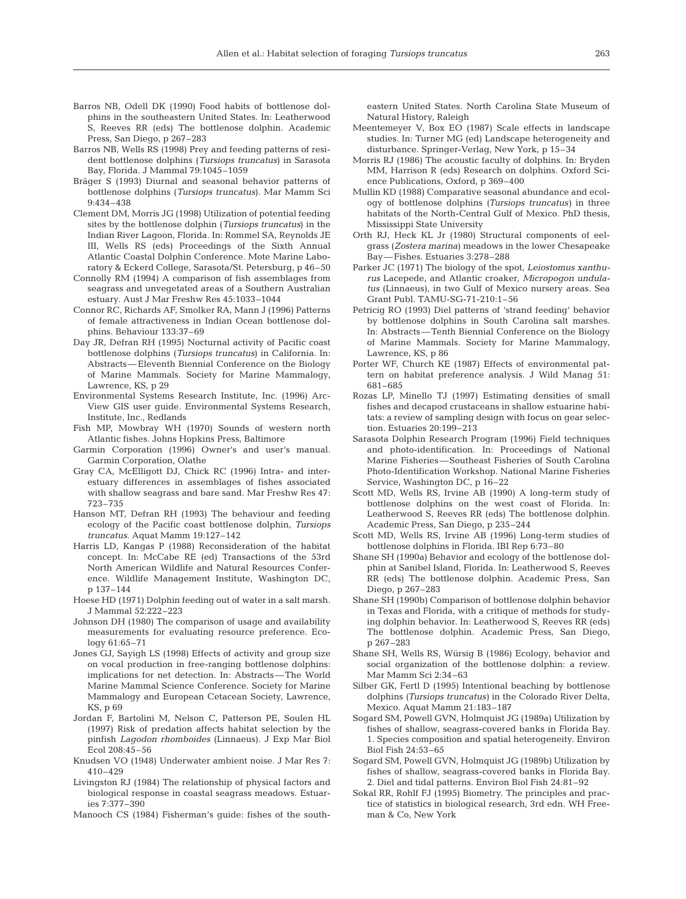Barros NB, Odell DK (1990) Food habits of bottlenose dolphins in the southeastern United States. In: Leatherwood S, Reeves RR (eds) The bottlenose dolphin. Academic Press, San Diego, p 267–283

Barros NB, Wells RS (1998) Prey and feeding patterns of resident bottlenose dolphins (*Tursiops truncatus*) in Sarasota Bay, Florida. J Mammal 79:1045–1059

Bräger S (1993) Diurnal and seasonal behavior patterns of bottlenose dolphins (*Tursiops truncatus*). Mar Mamm Sci 9:434–438

Clement DM, Morris JG (1998) Utilization of potential feeding sites by the bottlenose dolphin (*Tursiops truncatus*) in the Indian River Lagoon, Florida. In: Rommel SA, Reynolds JE III, Wells RS (eds) Proceedings of the Sixth Annual Atlantic Coastal Dolphin Conference. Mote Marine Laboratory & Eckerd College, Sarasota/St. Petersburg, p 46–50

Connolly RM (1994) A comparison of fish assemblages from seagrass and unvegetated areas of a Southern Australian estuary. Aust J Mar Freshw Res 45:1033–1044

Connor RC, Richards AF, Smolker RA, Mann J (1996) Patterns of female attractiveness in Indian Ocean bottlenose dolphins. Behaviour 133:37–69

Day JR, Defran RH (1995) Nocturnal activity of Pacific coast bottlenose dolphins (*Tursiops truncatus*) in California. In: Abstracts—Eleventh Biennial Conference on the Biology of Marine Mammals. Society for Marine Mammalogy, Lawrence, KS, p 29

Environmental Systems Research Institute, Inc. (1996) ArcView GIS user guide. Environmental Systems Research, Institute, Inc., Redlands

Fish MP, Mowbray WH (1970) Sounds of western north Atlantic fishes. Johns Hopkins Press, Baltimore

Garmin Corporation (1996) Owner's and user's manual. Garmin Corporation, Olathe

Gray CA, McElligott DJ, Chick RC (1996) Intra- and interestuary differences in assemblages of fishes associated with shallow seagrass and bare sand. Mar Freshw Res 47: 723–735

Hanson MT, Defran RH (1993) The behaviour and feeding ecology of the Pacific coast bottlenose dolphin, *Tursiops truncatus*. Aquat Mamm 19:127–142

Harris LD, Kangas P (1988) Reconsideration of the habitat concept. In: McCabe RE (ed) Transactions of the 53rd North American Wildlife and Natural Resources Conference. Wildlife Management Institute, Washington DC, p 137–144

Hoese HD (1971) Dolphin feeding out of water in a salt marsh. J Mammal 52:222–223

Johnson DH (1980) The comparison of usage and availability measurements for evaluating resource preference. Ecology 61:65–71

Jones GJ, Sayigh LS (1998) Effects of activity and group size on vocal production in free-ranging bottlenose dolphins: implications for net detection. In: Abstracts—The World Marine Mammal Science Conference. Society for Marine Mammalogy and European Cetacean Society, Lawrence, KS, p 69

Jordan F, Bartolini M, Nelson C, Patterson PE, Soulen HL (1997) Risk of predation affects habitat selection by the pinfish *Lagodon rhomboides* (Linnaeus). J Exp Mar Biol Ecol 208:45–56

Knudsen VO (1948) Underwater ambient noise. J Mar Res 7: 410–429

Livingston RJ (1984) The relationship of physical factors and biological response in coastal seagrass meadows. Estuaries 7:377–390

Manooch CS (1984) Fisherman's guide: fishes of the southeastern United States. North Carolina State Museum of Natural History, Raleigh

Meentemeyer V, Box EO (1987) Scale effects in landscape studies. In: Turner MG (ed) Landscape heterogeneity and disturbance. Springer-Verlag, New York, p 15–34

Morris RJ (1986) The acoustic faculty of dolphins. In: Bryden MM, Harrison R (eds) Research on dolphins. Oxford Science Publications, Oxford, p 369–400

Mullin KD (1988) Comparative seasonal abundance and ecology of bottlenose dolphins (*Tursiops truncatus*) in three habitats of the North-Central Gulf of Mexico. PhD thesis, Mississippi State University

Orth RJ, Heck KL Jr (1980) Structural components of eelgrass (*Zostera marina*) meadows in the lower Chesapeake Bay—Fishes. Estuaries 3:278–288

Parker JC (1971) The biology of the spot, *Leiostomus xanthurus* Lacepede, and Atlantic croaker, *Micropogon undulatus* (Linnaeus), in two Gulf of Mexico nursery areas. Sea Grant Publ. TAMU-SG-71-210:1–56

Petricig RO (1993) Diel patterns of 'strand feeding' behavior by bottlenose dolphins in South Carolina salt marshes. In: Abstracts—Tenth Biennial Conference on the Biology of Marine Mammals. Society for Marine Mammalogy, Lawrence, KS, p 86

Porter WF, Church KE (1987) Effects of environmental pattern on habitat preference analysis. J Wild Manag 51: 681–685

Rozas LP, Minello TJ (1997) Estimating densities of small fishes and decapod crustaceans in shallow estuarine habitats: a review of sampling design with focus on gear selection. Estuaries 20:199–213

Sarasota Dolphin Research Program (1996) Field techniques and photo-identification. In: Proceedings of National Marine Fisheries—Southeast Fisheries of South Carolina Photo-Identification Workshop. National Marine Fisheries Service, Washington DC, p 16–22

Scott MD, Wells RS, Irvine AB (1990) A long-term study of bottlenose dolphins on the west coast of Florida. In: Leatherwood S, Reeves RR (eds) The bottlenose dolphin. Academic Press, San Diego, p 235–244

Scott MD, Wells RS, Irvine AB (1996) Long-term studies of bottlenose dolphins in Florida. IBI Rep 6:73–80

Shane SH (1990a) Behavior and ecology of the bottlenose dolphin at Sanibel Island, Florida. In: Leatherwood S, Reeves RR (eds) The bottlenose dolphin. Academic Press, San Diego, p 267–283

Shane SH (1990b) Comparison of bottlenose dolphin behavior in Texas and Florida, with a critique of methods for studying dolphin behavior. In: Leatherwood S, Reeves RR (eds) The bottlenose dolphin. Academic Press, San Diego, p 267–283

Shane SH, Wells RS, Würsig B (1986) Ecology, behavior and social organization of the bottlenose dolphin: a review. Mar Mamm Sci 2:34–63

Silber GK, Fertl D (1995) Intentional beaching by bottlenose dolphins (*Tursiops truncatus*) in the Colorado River Delta, Mexico. Aquat Mamm 21:183–187

Sogard SM, Powell GVN, Holmquist JG (1989a) Utilization by fishes of shallow, seagrass-covered banks in Florida Bay. 1. Species composition and spatial heterogeneity. Environ Biol Fish 24:53–65

Sogard SM, Powell GVN, Holmquist JG (1989b) Utilization by fishes of shallow, seagrass-covered banks in Florida Bay. 2. Diel and tidal patterns. Environ Biol Fish 24:81–92

Sokal RR, Rohlf FJ (1995) Biometry. The principles and practice of statistics in biological research, 3rd edn. WH Freeman & Co, New York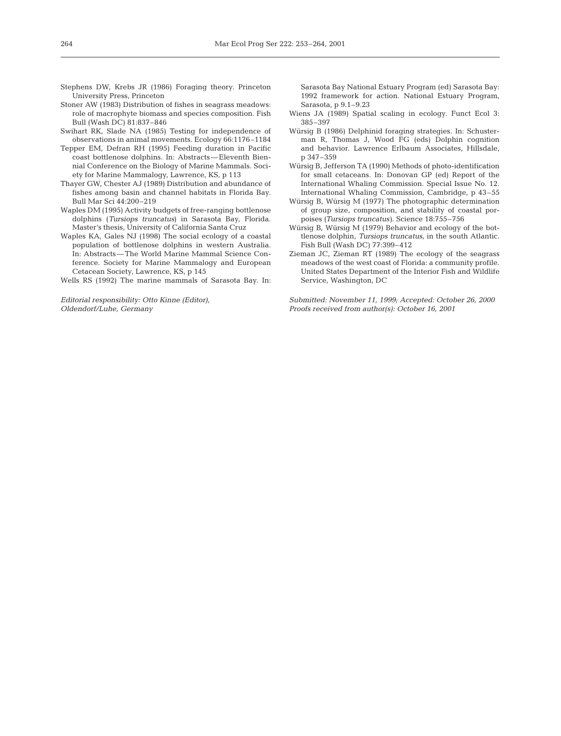Stephens DW, Krebs JR (1986) Foraging theory. Princeton University Press, Princeton

Stoner AW (1983) Distribution of fishes in seagrass meadows: role of macrophyte biomass and species composition. Fish Bull (Wash DC) 81:837–846

Swihart RK, Slade NA (1985) Testing for independence of observations in animal movements. Ecology 66:1176–1184

Tepper EM, Defran RH (1995) Feeding duration in Pacific coast bottlenose dolphins. In: Abstracts—Eleventh Biennial Conference on the Biology of Marine Mammals. Society for Marine Mammalogy, Lawrence, KS, p 113

Thayer GW, Chester AJ (1989) Distribution and abundance of fishes among basin and channel habitats in Florida Bay. Bull Mar Sci 44:200–219

Waples DM (1995) Activity budgets of free-ranging bottlenose dolphins (*Tursiops truncatus*) in Sarasota Bay, Florida. Master's thesis, University of California Santa Cruz

Waples KA, Gales NJ (1998) The social ecology of a coastal population of bottlenose dolphins in western Australia. In: Abstracts—The World Marine Mammal Science Conference. Society for Marine Mammalogy and European Cetacean Society, Lawrence, KS, p 145

Wells RS (1992) The marine mammals of Sarasota Bay. In: Sarasota Bay National Estuary Program (ed) Sarasota Bay: 1992 framework for action. National Estuary Program, Sarasota, p 9.1–9.23

Wiens JA (1989) Spatial scaling in ecology. Funct Ecol 3: 385–397

Würsig B (1986) Delphinid foraging strategies. In: Schusterman R, Thomas J, Wood FG (eds) Dolphin cognition and behavior. Lawrence Erlbaum Associates, Hillsdale, p 347–359

Würsig B, Jefferson TA (1990) Methods of photo-identification for small cetaceans. In: Donovan GP (ed) Report of the International Whaling Commission. Special Issue No. 12. International Whaling Commission, Cambridge, p 43–55

Würsig B, Würsig M (1977) The photographic determination of group size, composition, and stability of coastal porpoises (*Tursiops truncatus*). Science 18:755–756

Würsig B, Würsig M (1979) Behavior and ecology of the bottlenose dolphin, *Tursiops truncatus*, in the south Atlantic. Fish Bull (Wash DC) 77:399–412

Zieman JC, Zieman RT (1989) The ecology of the seagrass meadows of the west coast of Florida: a community profile. United States Department of the Interior Fish and Wildlife Service, Washington, DC

*Editorial responsibility: Otto Kinne (Editor), Oldendorf/Luhe, Germany*

*Submitted: November 11, 1999; Accepted: October 26, 2000*
*Proofs received from author(s): October 16, 2001*